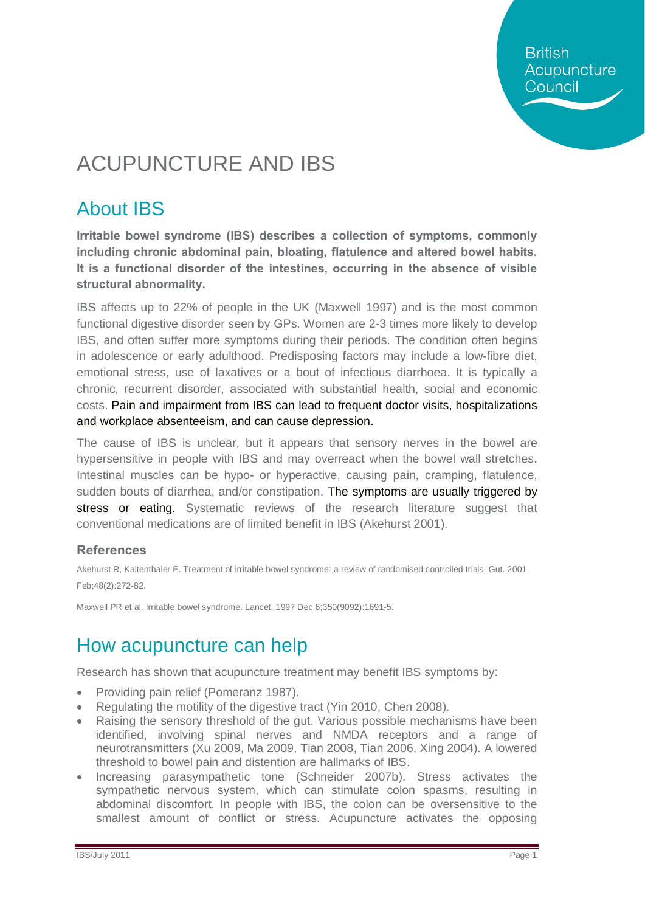British Acupuncture Council

# ACUPUNCTURE AND IBS

## About IBS

**Irritable bowel syndrome (IBS) describes a collection of symptoms, commonly including chronic abdominal pain, bloating, flatulence and altered bowel habits. It is a functional disorder of the intestines, occurring in the absence of visible structural abnormality.**

IBS affects up to 22% of people in the UK (Maxwell 1997) and is the most common functional digestive disorder seen by GPs. Women are 2-3 times more likely to develop IBS, and often suffer more symptoms during their periods. The condition often begins in adolescence or early adulthood. Predisposing factors may include a low-fibre diet, emotional stress, use of laxatives or a bout of infectious diarrhoea. It is typically a chronic, recurrent disorder, associated with substantial health, social and economic costs. Pain and impairment from IBS can lead to frequent doctor visits, hospitalizations and workplace absenteeism, and can cause depression.

The cause of IBS is unclear, but it appears that sensory nerves in the bowel are hypersensitive in people with IBS and may overreact when the bowel wall stretches. Intestinal muscles can be hypo- or hyperactive, causing pain, cramping, flatulence, sudden bouts of diarrhea, and/or constipation. The symptoms are usually triggered by stress or eating. Systematic reviews of the research literature suggest that conventional medications are of limited benefit in IBS (Akehurst 2001).

### References

Akehurst R, Kaltenthaler E. Treatment of irritable bowel syndrome: a review of randomised controlled trials. Gut. 2001 Feb;48(2):272-82.

Maxwell PR et al. Irritable bowel syndrome. Lancet. 1997 Dec 6;350(9092):1691-5.

## How acupuncture can help

Research has shown that acupuncture treatment may benefit IBS symptoms by:

- Providing pain relief (Pomeranz 1987).
- Regulating the motility of the digestive tract (Yin 2010, Chen 2008).
- Raising the sensory threshold of the gut. Various possible mechanisms have been identified, involving spinal nerves and NMDA receptors and a range of neurotransmitters (Xu 2009, Ma 2009, Tian 2008, Tian 2006, Xing 2004). A lowered threshold to bowel pain and distention are hallmarks of IBS.
- Increasing parasympathetic tone (Schneider 2007b). Stress activates the sympathetic nervous system, which can stimulate colon spasms, resulting in abdominal discomfort. In people with IBS, the colon can be oversensitive to the smallest amount of conflict or stress. Acupuncture activates the opposing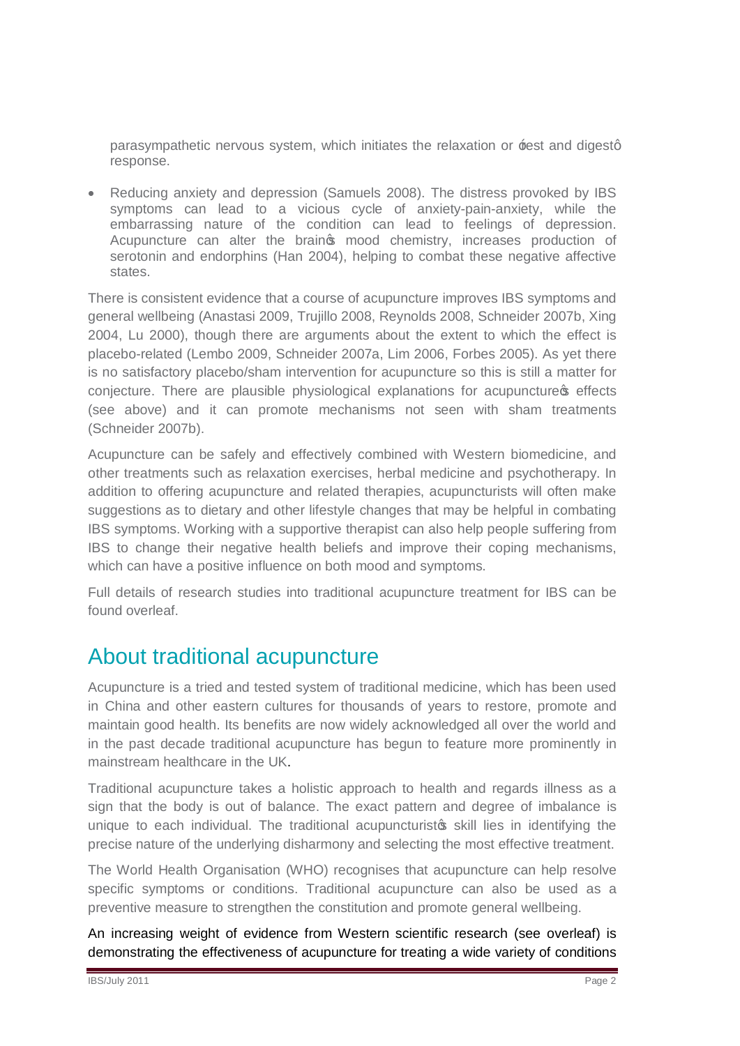parasympathetic nervous system, which initiates the relaxation or 'rest and digest' response.

- Reducing anxiety and depression (Samuels 2008). The distress provoked by IBS symptoms can lead to a vicious cycle of anxiety-pain-anxiety, while the embarrassing nature of the condition can lead to feelings of depression. Acupuncture can alter the brain's mood chemistry, increases production of serotonin and endorphins (Han 2004), helping to combat these negative affective states.

There is consistent evidence that a course of acupuncture improves IBS symptoms and general wellbeing (Anastasi 2009, Trujillo 2008, Reynolds 2008, Schneider 2007b, Xing 2004, Lu 2000), though there are arguments about the extent to which the effect is placebo-related (Lembo 2009, Schneider 2007a, Lim 2006, Forbes 2005). As yet there is no satisfactory placebo/sham intervention for acupuncture so this is still a matter for conjecture. There are plausible physiological explanations for acupuncture's effects (see above) and it can promote mechanisms not seen with sham treatments (Schneider 2007b).

Acupuncture can be safely and effectively combined with Western biomedicine, and other treatments such as relaxation exercises, herbal medicine and psychotherapy. In addition to offering acupuncture and related therapies, acupuncturists will often make suggestions as to dietary and other lifestyle changes that may be helpful in combating IBS symptoms. Working with a supportive therapist can also help people suffering from IBS to change their negative health beliefs and improve their coping mechanisms, which can have a positive influence on both mood and symptoms.

Full details of research studies into traditional acupuncture treatment for IBS can be found overleaf.

## About traditional acupuncture

Acupuncture is a tried and tested system of traditional medicine, which has been used in China and other eastern cultures for thousands of years to restore, promote and maintain good health. Its benefits are now widely acknowledged all over the world and in the past decade traditional acupuncture has begun to feature more prominently in mainstream healthcare in the UK.

Traditional acupuncture takes a holistic approach to health and regards illness as a sign that the body is out of balance. The exact pattern and degree of imbalance is unique to each individual. The traditional acupuncturist's skill lies in identifying the precise nature of the underlying disharmony and selecting the most effective treatment.

The World Health Organisation (WHO) recognises that acupuncture can help resolve specific symptoms or conditions. Traditional acupuncture can also be used as a preventive measure to strengthen the constitution and promote general wellbeing.

An increasing weight of evidence from Western scientific research (see overleaf) is demonstrating the effectiveness of acupuncture for treating a wide variety of conditions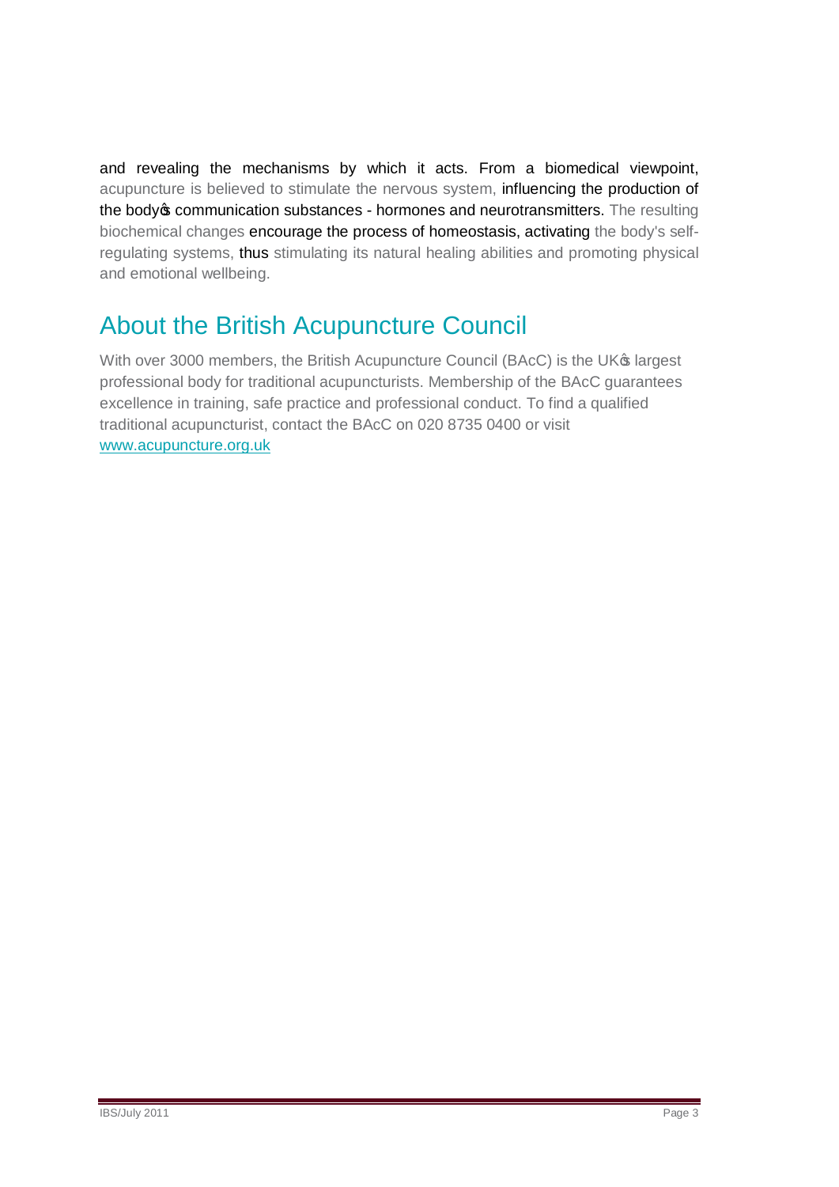and revealing the mechanisms by which it acts. From a biomedical viewpoint, acupuncture is believed to stimulate the nervous system, influencing the production of the body's communication substances - hormones and neurotransmitters. The resulting biochemical changes encourage the process of homeostasis, activating the body's self-regulating systems, thus stimulating its natural healing abilities and promoting physical and emotional wellbeing.

## About the British Acupuncture Council

With over 3000 members, the British Acupuncture Council (BAcC) is the UK's largest professional body for traditional acupuncturists. Membership of the BAcC guarantees excellence in training, safe practice and professional conduct. To find a qualified traditional acupuncturist, contact the BAcC on 020 8735 0400 or visit [www.acupuncture.org.uk](http://www.acupuncture.org.uk)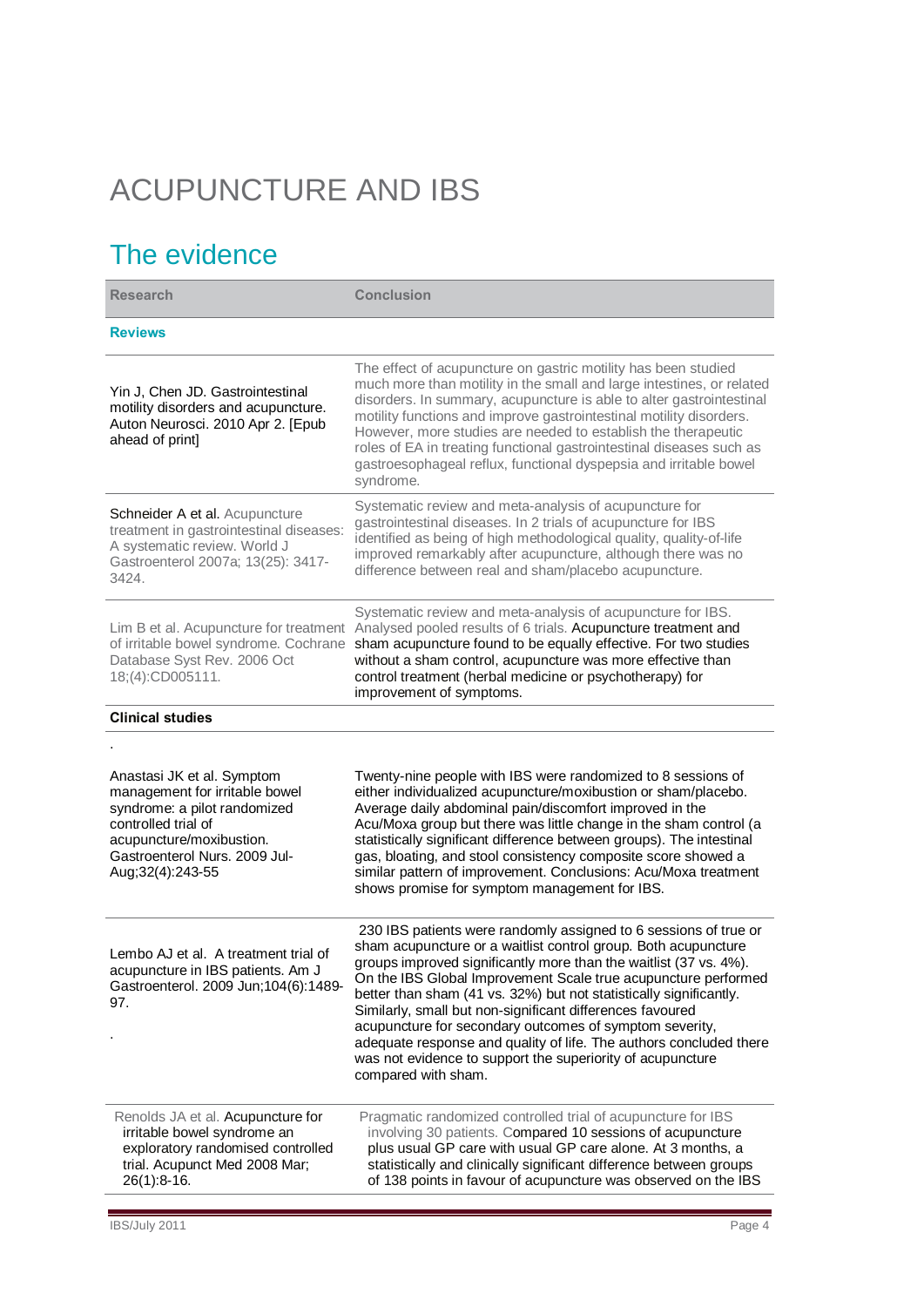# ACUPUNCTURE AND IBS

## The evidence

| Research | Conclusion |
|---|---|
| **Reviews** | |
| Yin J, Chen JD. Gastrointestinal motility disorders and acupuncture. Auton Neurosci. 2010 Apr 2. [Epub ahead of print] | The effect of acupuncture on gastric motility has been studied much more than motility in the small and large intestines, or related disorders. In summary, acupuncture is able to alter gastrointestinal motility functions and improve gastrointestinal motility disorders. However, more studies are needed to establish the therapeutic roles of EA in treating functional gastrointestinal diseases such as gastroesophageal reflux, functional dyspepsia and irritable bowel syndrome. |
| Schneider A et al. Acupuncture treatment in gastrointestinal diseases: A systematic review. World J Gastroenterol 2007a; 13(25): 3417-3424. | Systematic review and meta-analysis of acupuncture for gastrointestinal diseases. In 2 trials of acupuncture for IBS identified as being of high methodological quality, quality-of-life improved remarkably after acupuncture, although there was no difference between real and sham/placebo acupuncture. |
| Lim B et al. Acupuncture for treatment of irritable bowel syndrome. Cochrane Database Syst Rev. 2006 Oct 18;(4):CD005111. | Systematic review and meta-analysis of acupuncture for IBS. Analysed pooled results of 6 trials. Acupuncture treatment and sham acupuncture found to be equally effective. For two studies without a sham control, acupuncture was more effective than control treatment (herbal medicine or psychotherapy) for improvement of symptoms. |
| **Clinical studies** | |
| . | |
| Anastasi JK et al. Symptom management for irritable bowel syndrome: a pilot randomized controlled trial of acupuncture/moxibustion. Gastroenterol Nurs. 2009 Jul-Aug;32(4):243-55 | Twenty-nine people with IBS were randomized to 8 sessions of either individualized acupuncture/moxibustion or sham/placebo. Average daily abdominal pain/discomfort improved in the Acu/Moxa group but there was little change in the sham control (a statistically significant difference between groups). The intestinal gas, bloating, and stool consistency composite score showed a similar pattern of improvement. Conclusions: Acu/Moxa treatment shows promise for symptom management for IBS. |
| Lembo AJ et al. A treatment trial of acupuncture in IBS patients. Am J Gastroenterol. 2009 Jun;104(6):1489-97.<br><br>. | 230 IBS patients were randomly assigned to 6 sessions of true or sham acupuncture or a waitlist control group. Both acupuncture groups improved significantly more than the waitlist (37 vs. 4%). On the IBS Global Improvement Scale true acupuncture performed better than sham (41 vs. 32%) but not statistically significantly. Similarly, small but non-significant differences favoured acupuncture for secondary outcomes of symptom severity, adequate response and quality of life. The authors concluded there was not evidence to support the superiority of acupuncture compared with sham. |
| Renolds JA et al. Acupuncture for irritable bowel syndrome an exploratory randomised controlled trial. Acupunct Med 2008 Mar; 26(1):8-16. | Pragmatic randomized controlled trial of acupuncture for IBS involving 30 patients. Compared 10 sessions of acupuncture plus usual GP care with usual GP care alone. At 3 months, a statistically and clinically significant difference between groups of 138 points in favour of acupuncture was observed on the IBS |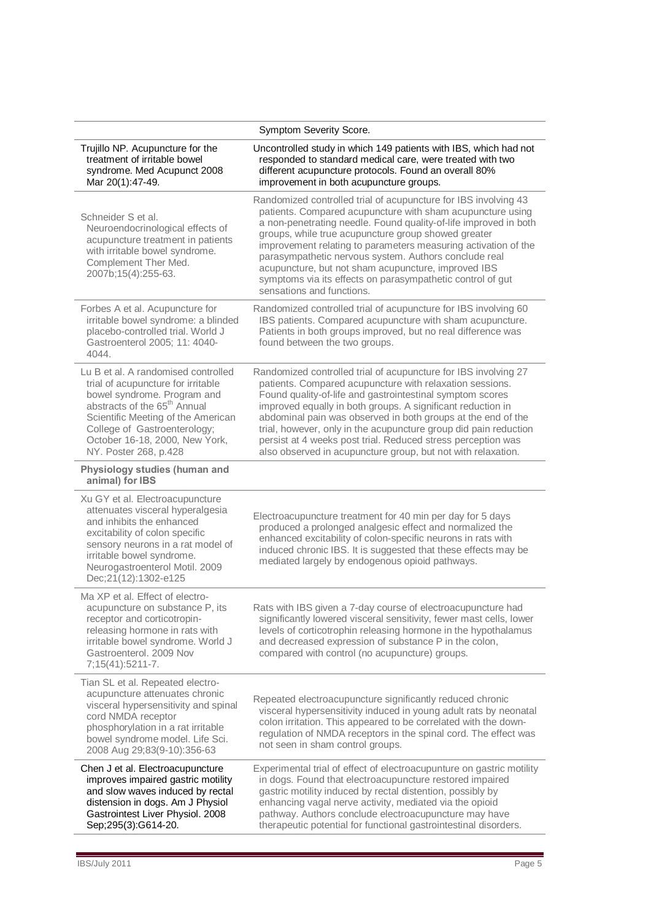| | |
|---|---|
| | Symptom Severity Score. |
| Trujillo NP. Acupuncture for the treatment of irritable bowel syndrome. Med Acupunct 2008 Mar 20(1):47-49. | Uncontrolled study in which 149 patients with IBS, which had not responded to standard medical care, were treated with two different acupuncture protocols. Found an overall 80% improvement in both acupuncture groups. |
| Schneider S et al. Neuroendocrinological effects of acupuncture treatment in patients with irritable bowel syndrome. Complement Ther Med. 2007b;15(4):255-63. | Randomized controlled trial of acupuncture for IBS involving 43 patients. Compared acupuncture with sham acupuncture using a non-penetrating needle. Found quality-of-life improved in both groups, while true acupuncture group showed greater improvement relating to parameters measuring activation of the parasympathetic nervous system. Authors conclude real acupuncture, but not sham acupuncture, improved IBS symptoms via its effects on parasympathetic control of gut sensations and functions. |
| Forbes A et al. Acupuncture for irritable bowel syndrome: a blinded placebo-controlled trial. World J Gastroenterol 2005; 11: 4040-4044. | Randomized controlled trial of acupuncture for IBS involving 60 IBS patients. Compared acupuncture with sham acupuncture. Patients in both groups improved, but no real difference was found between the two groups. |
| Lu B et al. A randomised controlled trial of acupuncture for irritable bowel syndrome. Program and abstracts of the 65th Annual Scientific Meeting of the American College of Gastroenterology; October 16-18, 2000, New York, NY. Poster 268, p.428 | Randomized controlled trial of acupuncture for IBS involving 27 patients. Compared acupuncture with relaxation sessions. Found quality-of-life and gastrointestinal symptom scores improved equally in both groups. A significant reduction in abdominal pain was observed in both groups at the end of the trial, however, only in the acupuncture group did pain reduction persist at 4 weeks post trial. Reduced stress perception was also observed in acupuncture group, but not with relaxation. |
| **Physiology studies (human and animal) for IBS** | |
| Xu GY et al. Electroacupuncture attenuates visceral hyperalgesia and inhibits the enhanced excitability of colon specific sensory neurons in a rat model of irritable bowel syndrome. Neurogastroenterol Motil. 2009 Dec;21(12):1302-e125 | Electroacupuncture treatment for 40 min per day for 5 days produced a prolonged analgesic effect and normalized the enhanced excitability of colon-specific neurons in rats with induced chronic IBS. It is suggested that these effects may be mediated largely by endogenous opioid pathways. |
| Ma XP et al. Effect of electro-acupuncture on substance P, its receptor and corticotropin-releasing hormone in rats with irritable bowel syndrome. World J Gastroenterol. 2009 Nov 7;15(41):5211-7. | Rats with IBS given a 7-day course of electroacupuncture had significantly lowered visceral sensitivity, fewer mast cells, lower levels of corticotrophin releasing hormone in the hypothalamus and decreased expression of substance P in the colon, compared with control (no acupuncture) groups. |
| Tian SL et al. Repeated electro-acupuncture attenuates chronic visceral hypersensitivity and spinal cord NMDA receptor phosphorylation in a rat irritable bowel syndrome model. Life Sci. 2008 Aug 29;83(9-10):356-63 | Repeated electroacupuncture significantly reduced chronic visceral hypersensitivity induced in young adult rats by neonatal colon irritation. This appeared to be correlated with the down-regulation of NMDA receptors in the spinal cord. The effect was not seen in sham control groups. |
| Chen J et al. Electroacupuncture improves impaired gastric motility and slow waves induced by rectal distension in dogs. Am J Physiol Gastrointest Liver Physiol. 2008 Sep;295(3):G614-20. | Experimental trial of effect of electroacupunture on gastric motility in dogs. Found that electroacupuncture restored impaired gastric motility induced by rectal distention, possibly by enhancing vagal nerve activity, mediated via the opioid pathway. Authors conclude electroacupuncture may have therapeutic potential for functional gastrointestinal disorders. |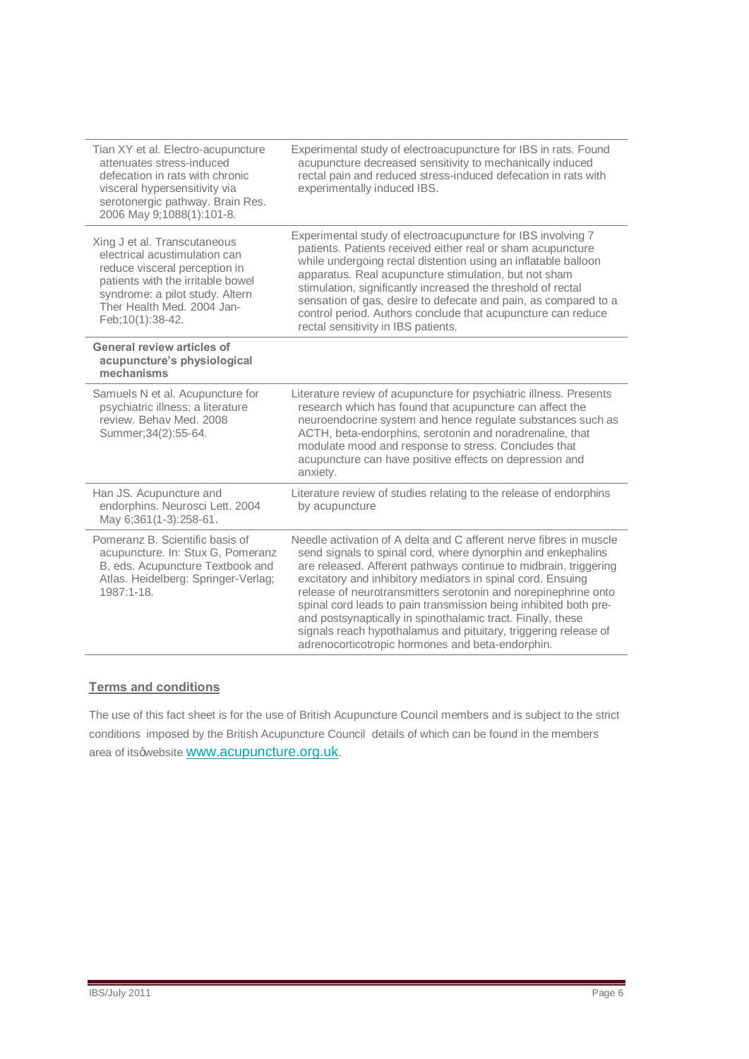| | |
|---|---|
| Tian XY et al. Electro-acupuncture attenuates stress-induced defecation in rats with chronic visceral hypersensitivity via serotonergic pathway. Brain Res. 2006 May 9;1088(1):101-8. | Experimental study of electroacupuncture for IBS in rats. Found acupuncture decreased sensitivity to mechanically induced rectal pain and reduced stress-induced defecation in rats with experimentally induced IBS. |
| Xing J et al. Transcutaneous electrical acustimulation can reduce visceral perception in patients with the irritable bowel syndrome: a pilot study. Altern Ther Health Med. 2004 Jan-Feb;10(1):38-42. | Experimental study of electroacupuncture for IBS involving 7 patients. Patients received either real or sham acupuncture while undergoing rectal distention using an inflatable balloon apparatus. Real acupuncture stimulation, but not sham stimulation, significantly increased the threshold of rectal sensation of gas, desire to defecate and pain, as compared to a control period. Authors conclude that acupuncture can reduce rectal sensitivity in IBS patients. |
| **General review articles of acupuncture's physiological mechanisms** | |
| Samuels N et al. Acupuncture for psychiatric illness: a literature review. Behav Med. 2008 Summer;34(2):55-64. | Literature review of acupuncture for psychiatric illness. Presents research which has found that acupuncture can affect the neuroendocrine system and hence regulate substances such as ACTH, beta-endorphins, serotonin and noradrenaline, that modulate mood and response to stress. Concludes that acupuncture can have positive effects on depression and anxiety. |
| Han JS. Acupuncture and endorphins. Neurosci Lett. 2004 May 6;361(1-3):258-61. | Literature review of studies relating to the release of endorphins by acupuncture |
| Pomeranz B. Scientific basis of acupuncture. In: Stux G, Pomeranz B, eds. Acupuncture Textbook and Atlas. Heidelberg: Springer-Verlag; 1987:1-18. | Needle activation of A delta and C afferent nerve fibres in muscle send signals to spinal cord, where dynorphin and enkephalins are released. Afferent pathways continue to midbrain, triggering excitatory and inhibitory mediators in spinal cord. Ensuing release of neurotransmitters serotonin and norepinephrine onto spinal cord leads to pain transmission being inhibited both pre- and postsynaptically in spinothalamic tract. Finally, these signals reach hypothalamus and pituitary, triggering release of adrenocorticotropic hormones and beta-endorphin. |

## Terms and conditions

The use of this fact sheet is for the use of British Acupuncture Council members and is subject to the strict conditions imposed by the British Acupuncture Council details of which can be found in the members area of its website www.acupuncture.org.uk.